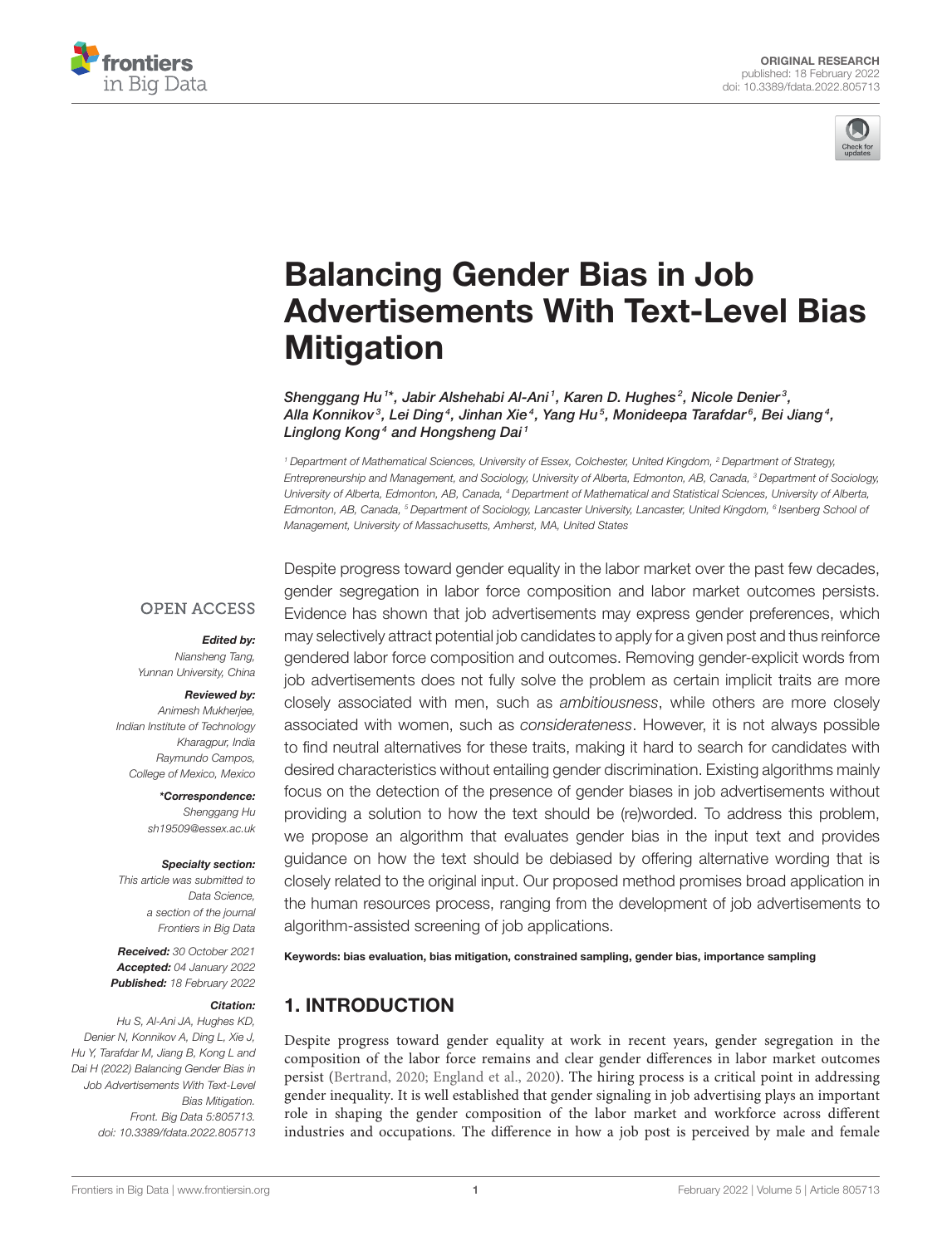ORIGINAL RESEARCH
published: 18 February 2022
doi: 10.3389/fdata.2022.805713

# Balancing Gender Bias in Job Advertisements With Text-Level Bias Mitigation

*Shenggang Hu[1]\*, Jabir Alshehabi Al-Ani[1], Karen D. Hughes[2], Nicole Denier[3], Alla Konnikov[3], Lei Ding[4], Jinhan Xie[4], Yang Hu[5], Monideepa Tarafdar[6], Bei Jiang[4], Linglong Kong[4] and Hongsheng Dai[1]*

[1] Department of Mathematical Sciences, University of Essex, Colchester, United Kingdom, [2] Department of Strategy, Entrepreneurship and Management, and Sociology, University of Alberta, Edmonton, AB, Canada, [3] Department of Sociology, University of Alberta, Edmonton, AB, Canada, [4] Department of Mathematical and Statistical Sciences, University of Alberta, Edmonton, AB, Canada, [5] Department of Sociology, Lancaster University, Lancaster, United Kingdom, [6] Isenberg School of Management, University of Massachusetts, Amherst, MA, United States

OPEN ACCESS

***Edited by:***
Niansheng Tang,
Yunnan University, China

***Reviewed by:***
Animesh Mukherjee,
Indian Institute of Technology Kharagpur, India
Raymundo Campos,
College of Mexico, Mexico

***\*Correspondence:***
Shenggang Hu
sh19509@essex.ac.uk

***Specialty section:***
This article was submitted to Data Science, a section of the journal Frontiers in Big Data

***Received:*** 30 October 2021
***Accepted:*** 04 January 2022
***Published:*** 18 February 2022

***Citation:***
Hu S, Al-Ani JA, Hughes KD, Denier N, Konnikov A, Ding L, Xie J, Hu Y, Tarafdar M, Jiang B, Kong L and Dai H (2022) Balancing Gender Bias in Job Advertisements With Text-Level Bias Mitigation. Front. Big Data 5:805713. doi: 10.3389/fdata.2022.805713

Despite progress toward gender equality in the labor market over the past few decades, gender segregation in labor force composition and labor market outcomes persists. Evidence has shown that job advertisements may express gender preferences, which may selectively attract potential job candidates to apply for a given post and thus reinforce gendered labor force composition and outcomes. Removing gender-explicit words from job advertisements does not fully solve the problem as certain implicit traits are more closely associated with men, such as *ambitiousness*, while others are more closely associated with women, such as *considerateness*. However, it is not always possible to find neutral alternatives for these traits, making it hard to search for candidates with desired characteristics without entailing gender discrimination. Existing algorithms mainly focus on the detection of the presence of gender biases in job advertisements without providing a solution to how the text should be (re)worded. To address this problem, we propose an algorithm that evaluates gender bias in the input text and provides guidance on how the text should be debiased by offering alternative wording that is closely related to the original input. Our proposed method promises broad application in the human resources process, ranging from the development of job advertisements to algorithm-assisted screening of job applications.

**Keywords: bias evaluation, bias mitigation, constrained sampling, gender bias, importance sampling**

## 1. INTRODUCTION

Despite progress toward gender equality at work in recent years, gender segregation in the composition of the labor force remains and clear gender differences in labor market outcomes persist (Bertrand, 2020; England et al., 2020). The hiring process is a critical point in addressing gender inequality. It is well established that gender signaling in job advertising plays an important role in shaping the gender composition of the labor market and workforce across different industries and occupations. The difference in how a job post is perceived by male and female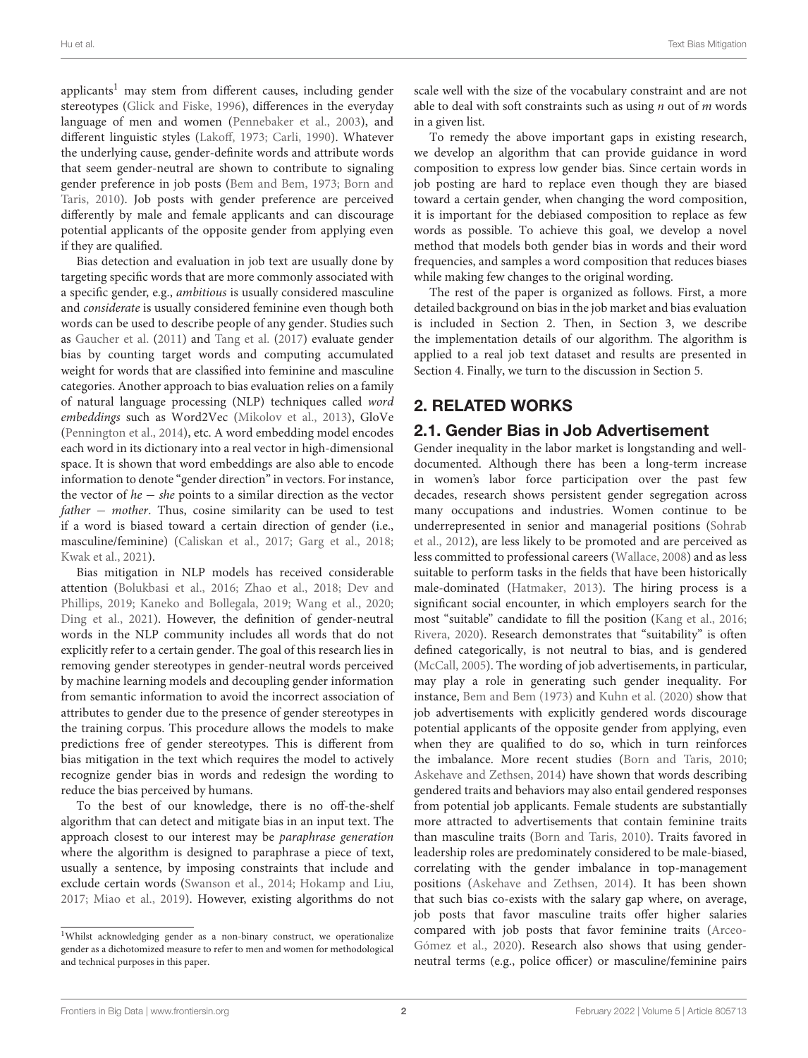applicants[1] may stem from different causes, including gender stereotypes (Glick and Fiske, 1996), differences in the everyday language of men and women (Pennebaker et al., 2003), and different linguistic styles (Lakoff, 1973; Carli, 1990). Whatever the underlying cause, gender-definite words and attribute words that seem gender-neutral are shown to contribute to signaling gender preference in job posts (Bem and Bem, 1973; Born and Taris, 2010). Job posts with gender preference are perceived differently by male and female applicants and can discourage potential applicants of the opposite gender from applying even if they are qualified.

Bias detection and evaluation in job text are usually done by targeting specific words that are more commonly associated with a specific gender, e.g., *ambitious* is usually considered masculine and *considerate* is usually considered feminine even though both words can be used to describe people of any gender. Studies such as Gaucher et al. (2011) and Tang et al. (2017) evaluate gender bias by counting target words and computing accumulated weight for words that are classified into feminine and masculine categories. Another approach to bias evaluation relies on a family of natural language processing (NLP) techniques called *word embeddings* such as Word2Vec (Mikolov et al., 2013), GloVe (Pennington et al., 2014), etc. A word embedding model encodes each word in its dictionary into a real vector in high-dimensional space. It is shown that word embeddings are also able to encode information to denote "gender direction" in vectors. For instance, the vector of *he* − *she* points to a similar direction as the vector *father* − *mother*. Thus, cosine similarity can be used to test if a word is biased toward a certain direction of gender (i.e., masculine/feminine) (Caliskan et al., 2017; Garg et al., 2018; Kwak et al., 2021).

Bias mitigation in NLP models has received considerable attention (Bolukbasi et al., 2016; Zhao et al., 2018; Dev and Phillips, 2019; Kaneko and Bollegala, 2019; Wang et al., 2020; Ding et al., 2021). However, the definition of gender-neutral words in the NLP community includes all words that do not explicitly refer to a certain gender. The goal of this research lies in removing gender stereotypes in gender-neutral words perceived by machine learning models and decoupling gender information from semantic information to avoid the incorrect association of attributes to gender due to the presence of gender stereotypes in the training corpus. This procedure allows the models to make predictions free of gender stereotypes. This is different from bias mitigation in the text which requires the model to actively recognize gender bias in words and redesign the wording to reduce the bias perceived by humans.

To the best of our knowledge, there is no off-the-shelf algorithm that can detect and mitigate bias in an input text. The approach closest to our interest may be *paraphrase generation* where the algorithm is designed to paraphrase a piece of text, usually a sentence, by imposing constraints that include and exclude certain words (Swanson et al., 2014; Hokamp and Liu, 2017; Miao et al., 2019). However, existing algorithms do not scale well with the size of the vocabulary constraint and are not able to deal with soft constraints such as using *n* out of *m* words in a given list.

To remedy the above important gaps in existing research, we develop an algorithm that can provide guidance in word composition to express low gender bias. Since certain words in job posting are hard to replace even though they are biased toward a certain gender, when changing the word composition, it is important for the debiased composition to replace as few words as possible. To achieve this goal, we develop a novel method that models both gender bias in words and their word frequencies, and samples a word composition that reduces biases while making few changes to the original wording.

The rest of the paper is organized as follows. First, a more detailed background on bias in the job market and bias evaluation is included in Section 2. Then, in Section 3, we describe the implementation details of our algorithm. The algorithm is applied to a real job text dataset and results are presented in Section 4. Finally, we turn to the discussion in Section 5.

## 2. RELATED WORKS

### 2.1. Gender Bias in Job Advertisement

Gender inequality in the labor market is longstanding and well-documented. Although there has been a long-term increase in women's labor force participation over the past few decades, research shows persistent gender segregation across many occupations and industries. Women continue to be underrepresented in senior and managerial positions (Sohrab et al., 2012), are less likely to be promoted and are perceived as less committed to professional careers (Wallace, 2008) and as less suitable to perform tasks in the fields that have been historically male-dominated (Hatmaker, 2013). The hiring process is a significant social encounter, in which employers search for the most "suitable" candidate to fill the position (Kang et al., 2016; Rivera, 2020). Research demonstrates that "suitability" is often defined categorically, is not neutral to bias, and is gendered (McCall, 2005). The wording of job advertisements, in particular, may play a role in generating such gender inequality. For instance, Bem and Bem (1973) and Kuhn et al. (2020) show that job advertisements with explicitly gendered words discourage potential applicants of the opposite gender from applying, even when they are qualified to do so, which in turn reinforces the imbalance. More recent studies (Born and Taris, 2010; Askehave and Zethsen, 2014) have shown that words describing gendered traits and behaviors may also entail gendered responses from potential job applicants. Female students are substantially more attracted to advertisements that contain feminine traits than masculine traits (Born and Taris, 2010). Traits favored in leadership roles are predominately considered to be male-biased, correlating with the gender imbalance in top-management positions (Askehave and Zethsen, 2014). It has been shown that such bias co-exists with the salary gap where, on average, job posts that favor masculine traits offer higher salaries compared with job posts that favor feminine traits (Arceo-Gómez et al., 2020). Research also shows that using gender-neutral terms (e.g., police officer) or masculine/feminine pairs

[1] Whilst acknowledging gender as a non-binary construct, we operationalize gender as a dichotomized measure to refer to men and women for methodological and technical purposes in this paper.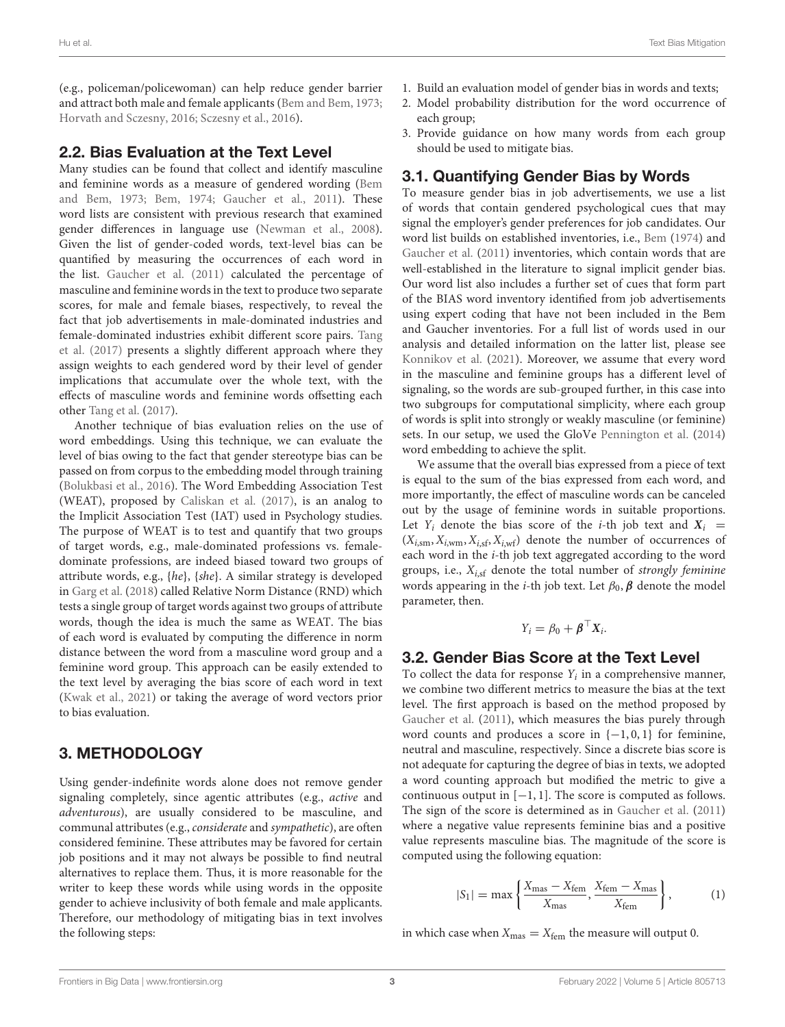(e.g., policeman/policewoman) can help reduce gender barrier and attract both male and female applicants (Bem and Bem, 1973; Horvath and Sczesny, 2016; Sczesny et al., 2016).

## 2.2. Bias Evaluation at the Text Level

Many studies can be found that collect and identify masculine and feminine words as a measure of gendered wording (Bem and Bem, 1973; Bem, 1974; Gaucher et al., 2011). These word lists are consistent with previous research that examined gender differences in language use (Newman et al., 2008). Given the list of gender-coded words, text-level bias can be quantified by measuring the occurrences of each word in the list. Gaucher et al. (2011) calculated the percentage of masculine and feminine words in the text to produce two separate scores, for male and female biases, respectively, to reveal the fact that job advertisements in male-dominated industries and female-dominated industries exhibit different score pairs. Tang et al. (2017) presents a slightly different approach where they assign weights to each gendered word by their level of gender implications that accumulate over the whole text, with the effects of masculine words and feminine words offsetting each other Tang et al. (2017).

Another technique of bias evaluation relies on the use of word embeddings. Using this technique, we can evaluate the level of bias owing to the fact that gender stereotype bias can be passed on from corpus to the embedding model through training (Bolukbasi et al., 2016). The Word Embedding Association Test (WEAT), proposed by Caliskan et al. (2017), is an analog to the Implicit Association Test (IAT) used in Psychology studies. The purpose of WEAT is to test and quantify that two groups of target words, e.g., male-dominated professions vs. female-dominate professions, are indeed biased toward two groups of attribute words, e.g., {*he*}, {*she*}. A similar strategy is developed in Garg et al. (2018) called Relative Norm Distance (RND) which tests a single group of target words against two groups of attribute words, though the idea is much the same as WEAT. The bias of each word is evaluated by computing the difference in norm distance between the word from a masculine word group and a feminine word group. This approach can be easily extended to the text level by averaging the bias score of each word in text (Kwak et al., 2021) or taking the average of word vectors prior to bias evaluation.

# 3. METHODOLOGY

Using gender-indefinite words alone does not remove gender signaling completely, since agentic attributes (e.g., *active* and *adventurous*), are usually considered to be masculine, and communal attributes (e.g., *considerate* and *sympathetic*), are often considered feminine. These attributes may be favored for certain job positions and it may not always be possible to find neutral alternatives to replace them. Thus, it is more reasonable for the writer to keep these words while using words in the opposite gender to achieve inclusivity of both female and male applicants. Therefore, our methodology of mitigating bias in text involves the following steps:

1. Build an evaluation model of gender bias in words and texts;
2. Model probability distribution for the word occurrence of each group;
3. Provide guidance on how many words from each group should be used to mitigate bias.

## 3.1. Quantifying Gender Bias by Words

To measure gender bias in job advertisements, we use a list of words that contain gendered psychological cues that may signal the employer's gender preferences for job candidates. Our word list builds on established inventories, i.e., Bem (1974) and Gaucher et al. (2011) inventories, which contain words that are well-established in the literature to signal implicit gender bias. Our word list also includes a further set of cues that form part of the BIAS word inventory identified from job advertisements using expert coding that have not been included in the Bem and Gaucher inventories. For a full list of words used in our analysis and detailed information on the latter list, please see Konnikov et al. (2021). Moreover, we assume that every word in the masculine and feminine groups has a different level of signaling, so the words are sub-grouped further, in this case into two subgroups for computational simplicity, where each group of words is split into strongly or weakly masculine (or feminine) sets. In our setup, we used the GloVe Pennington et al. (2014) word embedding to achieve the split.

We assume that the overall bias expressed from a piece of text is equal to the sum of the bias expressed from each word, and more importantly, the effect of masculine words can be canceled out by the usage of feminine words in suitable proportions. Let $Y_i$ denote the bias score of the $i$-th job text and $\boldsymbol{X}_i = (X_{i,\text{sm}}, X_{i,\text{wm}}, X_{i,\text{sf}}, X_{i,\text{wf}})$ denote the number of occurrences of each word in the $i$-th job text aggregated according to the word groups, i.e., $X_{i,\text{sf}}$ denote the total number of *strongly feminine* words appearing in the $i$-th job text. Let $\beta_0, \boldsymbol{\beta}$ denote the model parameter, then.

$$Y_i = \beta_0 + \boldsymbol{\beta}^\top \boldsymbol{X}_i.$$

## 3.2. Gender Bias Score at the Text Level

To collect the data for response $Y_i$ in a comprehensive manner, we combine two different metrics to measure the bias at the text level. The first approach is based on the method proposed by Gaucher et al. (2011), which measures the bias purely through word counts and produces a score in $\{-1, 0, 1\}$ for feminine, neutral and masculine, respectively. Since a discrete bias score is not adequate for capturing the degree of bias in texts, we adopted a word counting approach but modified the metric to give a continuous output in $[-1, 1]$. The score is computed as follows. The sign of the score is determined as in Gaucher et al. (2011) where a negative value represents feminine bias and a positive value represents masculine bias. The magnitude of the score is computed using the following equation:

$$|S_1| = \max\left\{\frac{X_{\text{mas}} - X_{\text{fem}}}{X_{\text{mas}}}, \frac{X_{\text{fem}} - X_{\text{mas}}}{X_{\text{fem}}}\right\}, \tag{1}$$

in which case when $X_{\text{mas}} = X_{\text{fem}}$ the measure will output 0.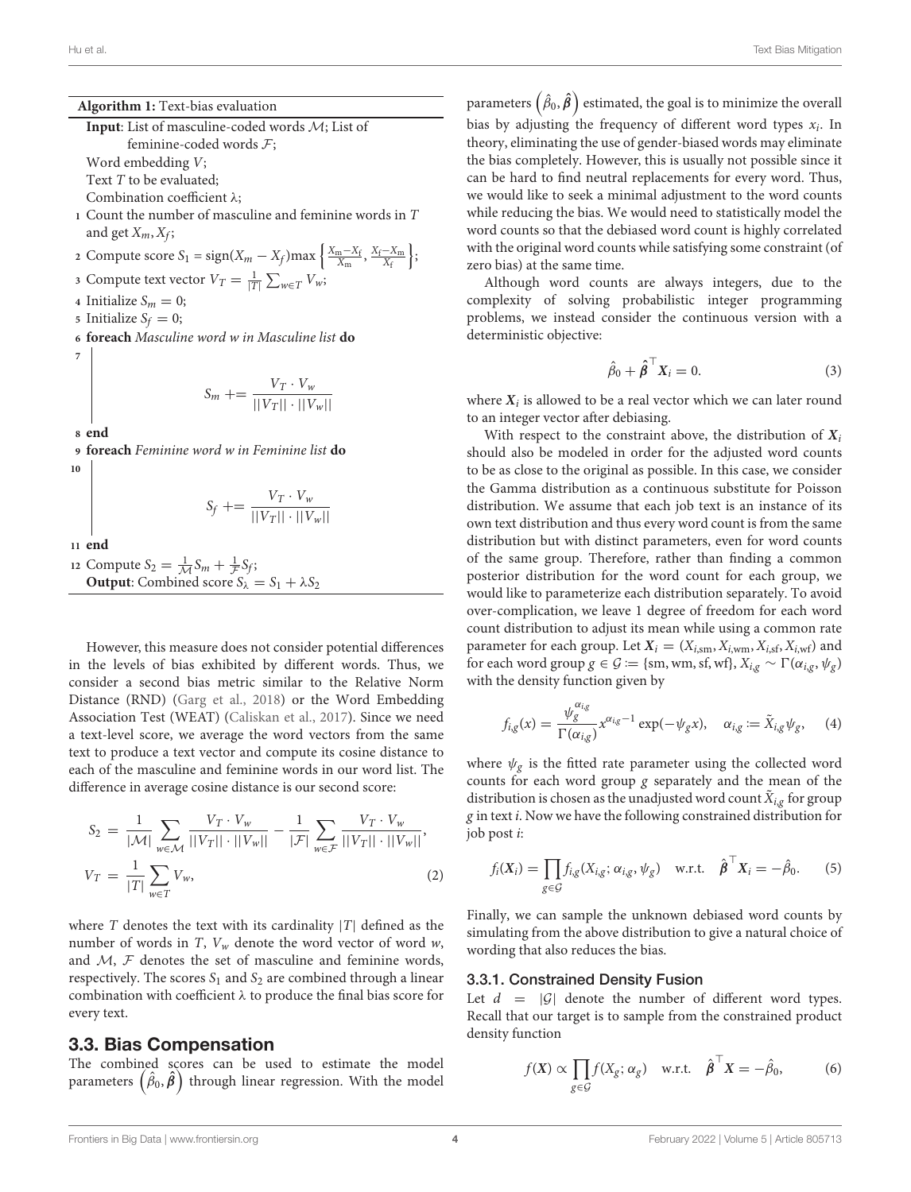**Algorithm 1:** Text-bias evaluation

**Input**: List of masculine-coded words $\mathcal{M}$; List of feminine-coded words $\mathcal{F}$;
Word embedding $V$;
Text $T$ to be evaluated;
Combination coefficient $\lambda$;

1. Count the number of masculine and feminine words in $T$ and get $X_m, X_f$;
2. Compute score $S_1 = \text{sign}(X_m - X_f)\max\left\{\frac{X_m - X_f}{X_m}, \frac{X_f - X_m}{X_f}\right\}$;
3. Compute text vector $V_T = \frac{1}{|T|}\sum_{w \in T} V_w$;
4. Initialize $S_m = 0$;
5. Initialize $S_f = 0$;
6. **foreach** *Masculine word w in Masculine list* **do**
7. $$S_m \mathrel{+}= \frac{V_T \cdot V_w}{||V_T|| \cdot ||V_w||}$$
8. **end**
9. **foreach** *Feminine word w in Feminine list* **do**
10. $$S_f \mathrel{+}= \frac{V_T \cdot V_w}{||V_T|| \cdot ||V_w||}$$
11. **end**
12. Compute $S_2 = \frac{1}{\mathcal{M}}S_m + \frac{1}{\mathcal{F}}S_f$;

**Output**: Combined score $S_\lambda = S_1 + \lambda S_2$

However, this measure does not consider potential differences in the levels of bias exhibited by different words. Thus, we consider a second bias metric similar to the Relative Norm Distance (RND) (Garg et al., 2018) or the Word Embedding Association Test (WEAT) (Caliskan et al., 2017). Since we need a text-level score, we average the word vectors from the same text to produce a text vector and compute its cosine distance to each of the masculine and feminine words in our word list. The difference in average cosine distance is our second score:

$$S_2 = \frac{1}{|\mathcal{M}|}\sum_{w \in \mathcal{M}} \frac{V_T \cdot V_w}{||V_T|| \cdot ||V_w||} - \frac{1}{|\mathcal{F}|}\sum_{w \in \mathcal{F}} \frac{V_T \cdot V_w}{||V_T|| \cdot ||V_w||},$$
$$V_T = \frac{1}{|T|}\sum_{w \in T} V_w, \tag{2}$$

where $T$ denotes the text with its cardinality $|T|$ defined as the number of words in $T$, $V_w$ denote the word vector of word $w$, and $\mathcal{M}$, $\mathcal{F}$ denotes the set of masculine and feminine words, respectively. The scores $S_1$ and $S_2$ are combined through a linear combination with coefficient $\lambda$ to produce the final bias score for every text.

## 3.3. Bias Compensation

The combined scores can be used to estimate the model parameters $\left(\hat{\beta}_0, \hat{\boldsymbol{\beta}}\right)$ through linear regression. With the model parameters $\left(\hat{\beta}_0, \hat{\boldsymbol{\beta}}\right)$ estimated, the goal is to minimize the overall bias by adjusting the frequency of different word types $x_i$. In theory, eliminating the use of gender-biased words may eliminate the bias completely. However, this is usually not possible since it can be hard to find neutral replacements for every word. Thus, we would like to seek a minimal adjustment to the word counts while reducing the bias. We would need to statistically model the word counts so that the debiased word count is highly correlated with the original word counts while satisfying some constraint (of zero bias) at the same time.

Although word counts are always integers, due to the complexity of solving probabilistic integer programming problems, we instead consider the continuous version with a deterministic objective:

$$\hat{\beta}_0 + \hat{\boldsymbol{\beta}}^\top \boldsymbol{X}_i = 0. \tag{3}$$

where $\boldsymbol{X}_i$ is allowed to be a real vector which we can later round to an integer vector after debiasing.

With respect to the constraint above, the distribution of $\boldsymbol{X}_i$ should also be modeled in order for the adjusted word counts to be as close to the original as possible. In this case, we consider the Gamma distribution as a continuous substitute for Poisson distribution. We assume that each job text is an instance of its own text distribution and thus every word count is from the same distribution but with distinct parameters, even for word counts of the same group. Therefore, rather than finding a common posterior distribution for the word count for each group, we would like to parameterize each distribution separately. To avoid over-complication, we leave 1 degree of freedom for each word count distribution to adjust its mean while using a common rate parameter for each group. Let $\boldsymbol{X}_i = (X_{i,\text{sm}}, X_{i,\text{wm}}, X_{i,\text{sf}}, X_{i,\text{wf}})$ and for each word group $g \in \mathcal{G} := \{\text{sm}, \text{wm}, \text{sf}, \text{wf}\}$, $X_{i,g} \sim \Gamma(\alpha_{i,g}, \psi_g)$ with the density function given by

$$f_{i,g}(x) = \frac{\psi_g^{\alpha_{i,g}}}{\Gamma(\alpha_{i,g})} x^{\alpha_{i,g}-1}\exp(-\psi_g x), \quad \alpha_{i,g} := \tilde{X}_{i,g}\psi_g, \tag{4}$$

where $\psi_g$ is the fitted rate parameter using the collected word counts for each word group $g$ separately and the mean of the distribution is chosen as the unadjusted word count $\tilde{X}_{i,g}$ for group $g$ in text $i$. Now we have the following constrained distribution for job post $i$:

$$f_i(\boldsymbol{X}_i) = \prod_{g \in \mathcal{G}} f_{i,g}(X_{i,g}; \alpha_{i,g}, \psi_g) \quad \text{w.r.t.} \quad \hat{\boldsymbol{\beta}}^\top \boldsymbol{X}_i = -\hat{\beta}_0. \tag{5}$$

Finally, we can sample the unknown debiased word counts by simulating from the above distribution to give a natural choice of wording that also reduces the bias.

### 3.3.1. Constrained Density Fusion

Let $d = |\mathcal{G}|$ denote the number of different word types. Recall that our target is to sample from the constrained product density function

$$f(\boldsymbol{X}) \propto \prod_{g \in \mathcal{G}} f(X_g; \alpha_g) \quad \text{w.r.t.} \quad \hat{\boldsymbol{\beta}}^\top \boldsymbol{X} = -\hat{\beta}_0, \tag{6}$$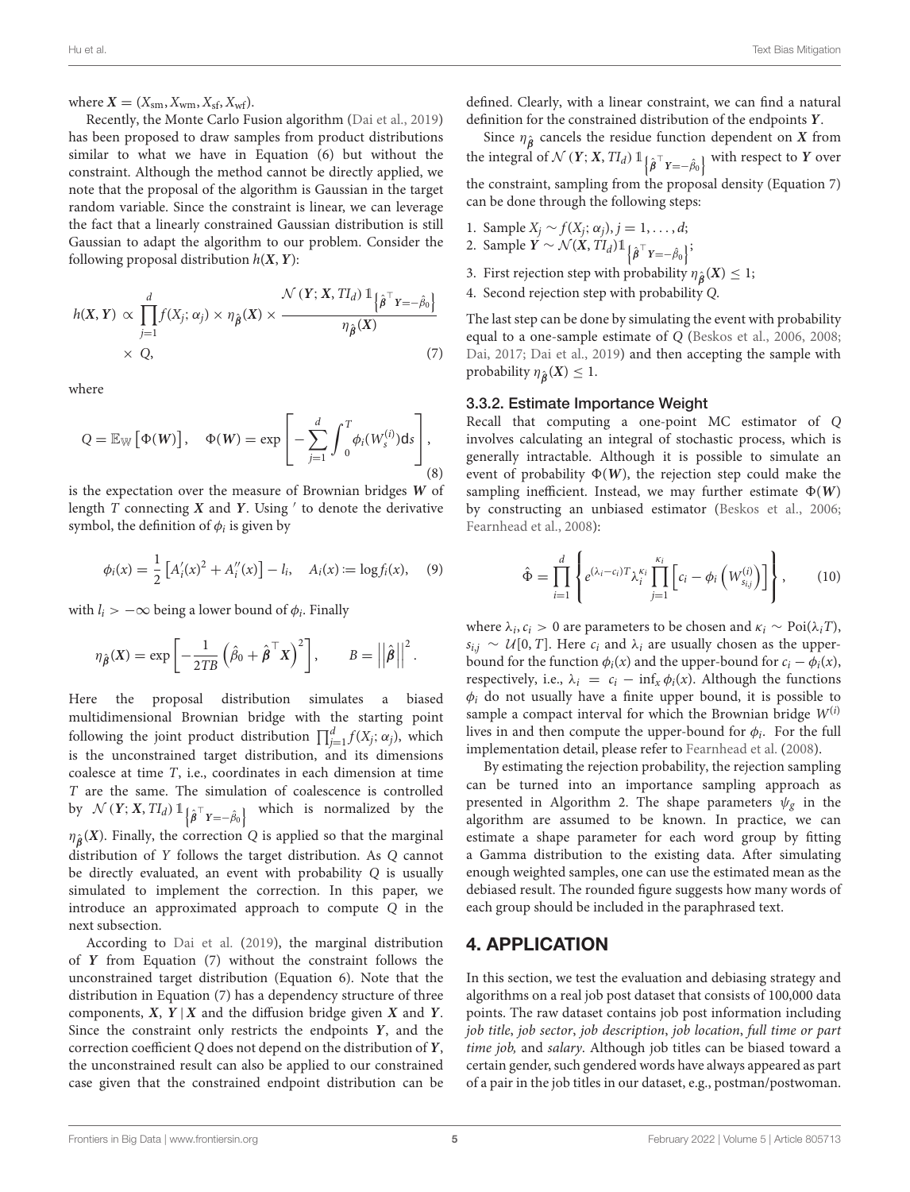where $\boldsymbol{X} = (X_{\text{sm}}, X_{\text{wm}}, X_{\text{sf}}, X_{\text{wf}})$.

Recently, the Monte Carlo Fusion algorithm (Dai et al., 2019) has been proposed to draw samples from product distributions similar to what we have in Equation (6) but without the constraint. Although the method cannot be directly applied, we note that the proposal of the algorithm is Gaussian in the target random variable. Since the constraint is linear, we can leverage the fact that a linearly constrained Gaussian distribution is still Gaussian to adapt the algorithm to our problem. Consider the following proposal distribution $h(\boldsymbol{X}, \boldsymbol{Y})$:

$$h(\boldsymbol{X}, \boldsymbol{Y}) \propto \prod_{j=1}^{d} f(X_j; \alpha_j) \times \eta_{\hat{\boldsymbol{\beta}}}(\boldsymbol{X}) \times \frac{\mathcal{N}(\boldsymbol{Y}; \boldsymbol{X}, TI_d)\, \mathbb{1}_{\left\{\hat{\boldsymbol{\beta}}^\top \boldsymbol{Y} = -\hat{\beta}_0\right\}}}{\eta_{\hat{\boldsymbol{\beta}}}(\boldsymbol{X})} \times Q, \tag{7}$$

where

$$Q = \mathbb{E}_{\mathbb{W}}\left[\Phi(\boldsymbol{W})\right], \quad \Phi(\boldsymbol{W}) = \exp\left[-\sum_{j=1}^{d} \int_0^T \phi_i(W_s^{(i)}) \mathrm{d}s\right], \tag{8}$$

is the expectation over the measure of Brownian bridges $\boldsymbol{W}$ of length $T$ connecting $\boldsymbol{X}$ and $\boldsymbol{Y}$. Using $'$ to denote the derivative symbol, the definition of $\phi_i$ is given by

$$\phi_i(x) = \frac{1}{2}\left[A_i'(x)^2 + A_i''(x)\right] - l_i, \quad A_i(x) := \log f_i(x), \tag{9}$$

with $l_i > -\infty$ being a lower bound of $\phi_i$. Finally

$$\eta_{\hat{\boldsymbol{\beta}}}(\boldsymbol{X}) = \exp\left[-\frac{1}{2TB}\left(\hat{\beta}_0 + \hat{\boldsymbol{\beta}}^\top \boldsymbol{X}\right)^2\right], \qquad B = \left|\left|\hat{\boldsymbol{\beta}}\right|\right|^2.$$

Here the proposal distribution simulates a biased multidimensional Brownian bridge with the starting point following the joint product distribution $\prod_{j=1}^{d} f(X_j; \alpha_j)$, which is the unconstrained target distribution, and its dimensions coalesce at time $T$, i.e., coordinates in each dimension at time $T$ are the same. The simulation of coalescence is controlled by $\mathcal{N}(\boldsymbol{Y}; \boldsymbol{X}, TI_d)\, \mathbb{1}_{\left\{\hat{\boldsymbol{\beta}}^\top \boldsymbol{Y} = -\hat{\beta}_0\right\}}$ which is normalized by the $\eta_{\hat{\boldsymbol{\beta}}}(\boldsymbol{X})$. Finally, the correction $Q$ is applied so that the marginal distribution of $Y$ follows the target distribution. As $Q$ cannot be directly evaluated, an event with probability $Q$ is usually simulated to implement the correction. In this paper, we introduce an approximated approach to compute $Q$ in the next subsection.

According to Dai et al. (2019), the marginal distribution of $\boldsymbol{Y}$ from Equation (7) without the constraint follows the unconstrained target distribution (Equation 6). Note that the distribution in Equation (7) has a dependency structure of three components, $\boldsymbol{X}$, $\boldsymbol{Y} \mid \boldsymbol{X}$ and the diffusion bridge given $\boldsymbol{X}$ and $\boldsymbol{Y}$. Since the constraint only restricts the endpoints $\boldsymbol{Y}$, and the correction coefficient $Q$ does not depend on the distribution of $\boldsymbol{Y}$, the unconstrained result can also be applied to our constrained case given that the constrained endpoint distribution can be defined. Clearly, with a linear constraint, we can find a natural definition for the constrained distribution of the endpoints $\boldsymbol{Y}$.

Since $\eta_{\hat{\boldsymbol{\beta}}}$ cancels the residue function dependent on $\boldsymbol{X}$ from the integral of $\mathcal{N}(\boldsymbol{Y}; \boldsymbol{X}, TI_d)\, \mathbb{1}_{\left\{\hat{\boldsymbol{\beta}}^\top \boldsymbol{Y} = -\hat{\beta}_0\right\}}$ with respect to $\boldsymbol{Y}$ over the constraint, sampling from the proposal density (Equation 7) can be done through the following steps:

1. Sample $X_j \sim f(X_j; \alpha_j), j = 1, \ldots, d$;
2. Sample $\boldsymbol{Y} \sim \mathcal{N}(\boldsymbol{X}, TI_d)\mathbb{1}_{\left\{\hat{\boldsymbol{\beta}}^\top \boldsymbol{Y} = -\hat{\beta}_0\right\}}$;
3. First rejection step with probability $\eta_{\hat{\boldsymbol{\beta}}}(\boldsymbol{X}) \leq 1$;
4. Second rejection step with probability $Q$.

The last step can be done by simulating the event with probability equal to a one-sample estimate of $Q$ (Beskos et al., 2006, 2008; Dai, 2017; Dai et al., 2019) and then accepting the sample with probability $\eta_{\hat{\boldsymbol{\beta}}}(\boldsymbol{X}) \leq 1$.

### 3.3.2. Estimate Importance Weight

Recall that computing a one-point MC estimator of $Q$ involves calculating an integral of stochastic process, which is generally intractable. Although it is possible to simulate an event of probability $\Phi(\boldsymbol{W})$, the rejection step could make the sampling inefficient. Instead, we may further estimate $\Phi(\boldsymbol{W})$ by constructing an unbiased estimator (Beskos et al., 2006; Fearnhead et al., 2008):

$$\hat{\Phi} = \prod_{i=1}^{d}\left\{e^{(\lambda_i - c_i)T}\lambda_i^{\kappa_i}\prod_{j=1}^{\kappa_i}\left[c_i - \phi_i\left(W_{s_{i,j}}^{(i)}\right)\right]\right\}, \tag{10}$$

where $\lambda_i, c_i > 0$ are parameters to be chosen and $\kappa_i \sim \text{Poi}(\lambda_i T)$, $s_{i,j} \sim \mathcal{U}[0, T]$. Here $c_i$ and $\lambda_i$ are usually chosen as the upper-bound for the function $\phi_i(x)$ and the upper-bound for $c_i - \phi_i(x)$, respectively, i.e., $\lambda_i = c_i - \inf_x \phi_i(x)$. Although the functions $\phi_i$ do not usually have a finite upper bound, it is possible to sample a compact interval for which the Brownian bridge $W^{(i)}$ lives in and then compute the upper-bound for $\phi_i$. For the full implementation detail, please refer to Fearnhead et al. (2008).

By estimating the rejection probability, the rejection sampling can be turned into an importance sampling approach as presented in Algorithm 2. The shape parameters $\psi_g$ in the algorithm are assumed to be known. In practice, we can estimate a shape parameter for each word group by fitting a Gamma distribution to the existing data. After simulating enough weighted samples, one can use the estimated mean as the debiased result. The rounded figure suggests how many words of each group should be included in the paraphrased text.

## 4. APPLICATION

In this section, we test the evaluation and debiasing strategy and algorithms on a real job post dataset that consists of 100,000 data points. The raw dataset contains job post information including *job title*, *job sector*, *job description*, *job location*, *full time or part time job,* and *salary*. Although job titles can be biased toward a certain gender, such gendered words have always appeared as part of a pair in the job titles in our dataset, e.g., postman/postwoman.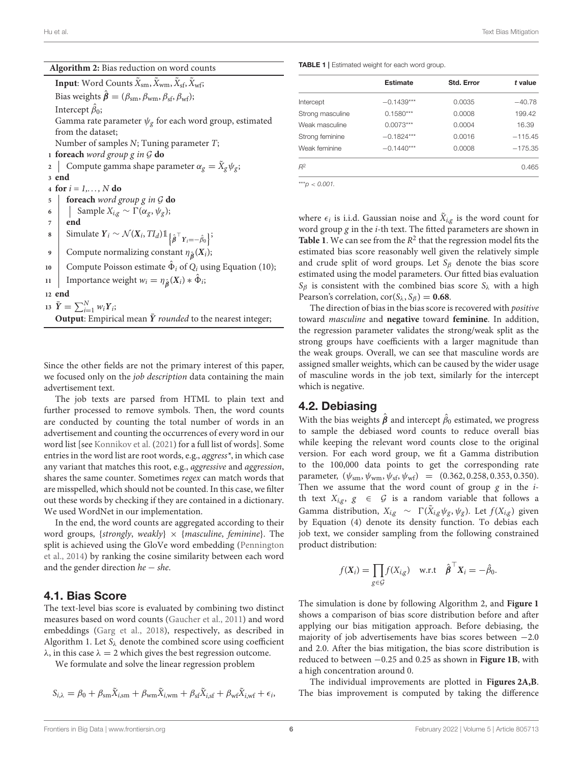**Algorithm 2:** Bias reduction on word counts

**Input**: Word Counts $\tilde{X}_{\mathrm{sm}}, \tilde{X}_{\mathrm{wm}}, \tilde{X}_{\mathrm{sf}}, \tilde{X}_{\mathrm{wf}}$;
Bias weights $\hat{\boldsymbol{\beta}} = (\beta_{\mathrm{sm}}, \beta_{\mathrm{wm}}, \beta_{\mathrm{sf}}, \beta_{\mathrm{wf}})$;
Intercept $\hat{\beta}_0$;
Gamma rate parameter $\psi_g$ for each word group, estimated from the dataset;
Number of samples $N$; Tuning parameter $T$;

```
1  foreach word group g in G do
2  |   Compute gamma shape parameter α_g = X̃_g ψ_g;
3  end
4  for i = 1,..., N do
5  |   foreach word group g in G do
6  |   |   Sample X_{i,g} ~ Γ(α_g, ψ_g);
7  |   end
8  |   Simulate Y_i ~ N(X_i, T I_d) 1{β̂ᵀ Y_i = -β̂_0};
9  |   Compute normalizing constant η_β̂(X_i);
10 |   Compute Poisson estimate Φ̂_i of Q_i using Equation (10);
11 |   Importance weight w_i = η_β̂(X_i) * Φ̂_i;
12 end
13 Ȳ = Σ_{i=1}^{N} w_i Y_i;
```

**Output**: Empirical mean $\bar{\boldsymbol{Y}}$ *rounded* to the nearest integer;

Since the other fields are not the primary interest of this paper, we focused only on the *job description* data containing the main advertisement text.

The job texts are parsed from HTML to plain text and further processed to remove symbols. Then, the word counts are conducted by counting the total number of words in an advertisement and counting the occurrences of every word in our word list [see Konnikov et al. (2021) for a full list of words]. Some entries in the word list are root words, e.g., *aggress**, in which case any variant that matches this root, e.g., *aggressive* and *aggression*, shares the same counter. Sometimes *regex* can match words that are misspelled, which should not be counted. In this case, we filter out these words by checking if they are contained in a dictionary. We used WordNet in our implementation.

In the end, the word counts are aggregated according to their word groups, {*strongly*, *weakly*} × {*masculine*, *feminine*}. The split is achieved using the GloVe word embedding (Pennington et al., 2014) by ranking the cosine similarity between each word and the gender direction *he* − *she*.

## 4.1. Bias Score

The text-level bias score is evaluated by combining two distinct measures based on word counts (Gaucher et al., 2011) and word embeddings (Garg et al., 2018), respectively, as described in Algorithm 1. Let $S_\lambda$ denote the combined score using coefficient $\lambda$, in this case $\lambda = 2$ which gives the best regression outcome.

We formulate and solve the linear regression problem

$$S_{i,\lambda} = \beta_0 + \beta_{\mathrm{sm}}\tilde{X}_{i,\mathrm{sm}} + \beta_{\mathrm{wm}}\tilde{X}_{i,\mathrm{wm}} + \beta_{\mathrm{sf}}\tilde{X}_{i,\mathrm{sf}} + \beta_{\mathrm{wf}}\tilde{X}_{i,\mathrm{wf}} + \epsilon_i,$$

where $\epsilon_i$ is i.i.d. Gaussian noise and $\tilde{X}_{i,g}$ is the word count for word group $g$ in the $i$-th text. The fitted parameters are shown in **Table 1**. We can see from the $R^2$ that the regression model fits the estimated bias score reasonably well given the relatively simple and crude split of word groups. Let $S_\beta$ denote the bias score estimated using the model parameters. Our fitted bias evaluation $S_\beta$ is consistent with the combined bias score $S_\lambda$ with a high Pearson's correlation, $\mathrm{cor}(S_\lambda, S_\beta) = \mathbf{0.68}$.

**TABLE 1** | Estimated weight for each word group.

| | Estimate | Std. Error | *t* value |
|---|---|---|---|
| Intercept | −0.1439*** | 0.0035 | −40.78 |
| Strong masculine | 0.1580*** | 0.0008 | 199.42 |
| Weak masculine | 0.0073*** | 0.0004 | 16.39 |
| Strong feminine | −0.1824*** | 0.0016 | −115.45 |
| Weak feminine | −0.1440*** | 0.0008 | −175.35 |
| $R^2$ | | | 0.465 |

***$p < 0.001$.

The direction of bias in the bias score is recovered with *positive* toward *masculine* and **negative** toward **feminine**. In addition, the regression parameter validates the strong/weak split as the strong groups have coefficients with a larger magnitude than the weak groups. Overall, we can see that masculine words are assigned smaller weights, which can be caused by the wider usage of masculine words in the job text, similarly for the intercept which is negative.

## 4.2. Debiasing

With the bias weights $\hat{\boldsymbol{\beta}}$ and intercept $\hat{\beta}_0$ estimated, we progress to sample the debiased word counts to reduce overall bias while keeping the relevant word counts close to the original version. For each word group, we fit a Gamma distribution to the 100,000 data points to get the corresponding rate parameter, $(\psi_{\mathrm{sm}}, \psi_{\mathrm{wm}}, \psi_{\mathrm{sf}}, \psi_{\mathrm{wf}}) = (0.362, 0.258, 0.353, 0.350)$. Then we assume that the word count of group $g$ in the $i$-th text $X_{i,g}$, $g \in \mathcal{G}$ is a random variable that follows a Gamma distribution, $X_{i,g} \sim \Gamma(\tilde{X}_{i,g}\psi_g, \psi_g)$. Let $f(X_{i,g})$ given by Equation (4) denote its density function. To debias each job text, we consider sampling from the following constrained product distribution:

$$f(\boldsymbol{X}_i) = \prod_{g \in \mathcal{G}} f(X_{i,g}) \quad \text{w.r.t} \quad \hat{\boldsymbol{\beta}}^\top \boldsymbol{X}_i = -\hat{\beta}_0.$$

The simulation is done by following Algorithm 2, and **Figure 1** shows a comparison of bias score distribution before and after applying our bias mitigation approach. Before debiasing, the majority of job advertisements have bias scores between −2.0 and 2.0. After the bias mitigation, the bias score distribution is reduced to between −0.25 and 0.25 as shown in **Figure 1B**, with a high concentration around 0.

The individual improvements are plotted in **Figures 2A,B**. The bias improvement is computed by taking the difference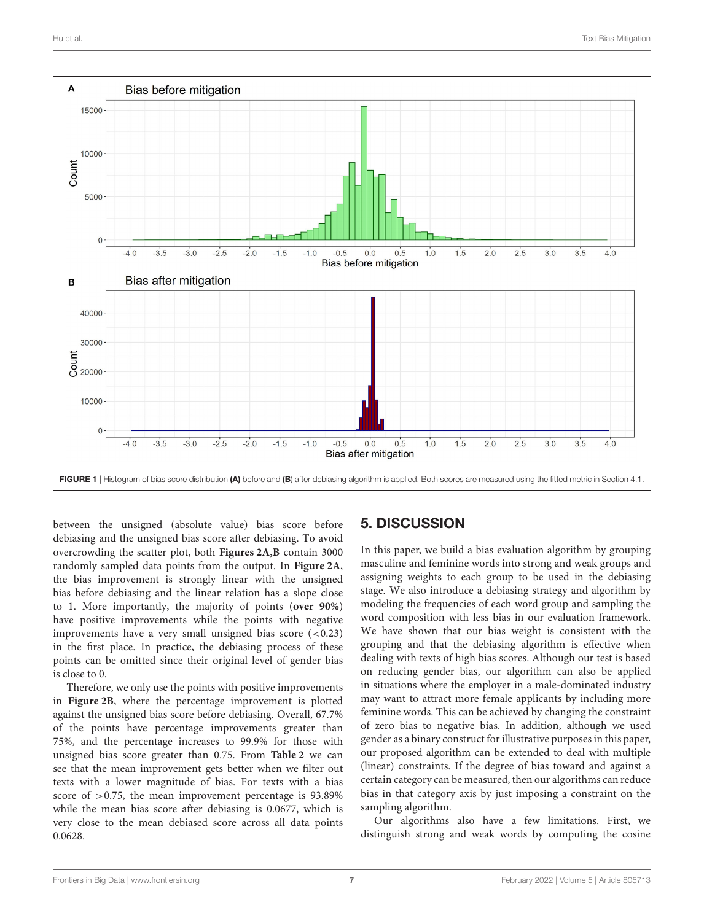FIGURE 1 | Histogram of bias score distribution **(A)** before and **(B)** after debiasing algorithm is applied. Both scores are measured using the fitted metric in Section 4.1.

between the unsigned (absolute value) bias score before debiasing and the unsigned bias score after debiasing. To avoid overcrowding the scatter plot, both **Figures 2A,B** contain 3000 randomly sampled data points from the output. In **Figure 2A**, the bias improvement is strongly linear with the unsigned bias before debiasing and the linear relation has a slope close to 1. More importantly, the majority of points (**over 90%**) have positive improvements while the points with negative improvements have a very small unsigned bias score (<0.23) in the first place. In practice, the debiasing process of these points can be omitted since their original level of gender bias is close to 0.

Therefore, we only use the points with positive improvements in **Figure 2B**, where the percentage improvement is plotted against the unsigned bias score before debiasing. Overall, 67.7% of the points have percentage improvements greater than 75%, and the percentage increases to 99.9% for those with unsigned bias score greater than 0.75. From **Table 2** we can see that the mean improvement gets better when we filter out texts with a lower magnitude of bias. For texts with a bias score of >0.75, the mean improvement percentage is 93.89% while the mean bias score after debiasing is 0.0677, which is very close to the mean debiased score across all data points 0.0628.

## 5. DISCUSSION

In this paper, we build a bias evaluation algorithm by grouping masculine and feminine words into strong and weak groups and assigning weights to each group to be used in the debiasing stage. We also introduce a debiasing strategy and algorithm by modeling the frequencies of each word group and sampling the word composition with less bias in our evaluation framework. We have shown that our bias weight is consistent with the grouping and that the debiasing algorithm is effective when dealing with texts of high bias scores. Although our test is based on reducing gender bias, our algorithm can also be applied in situations where the employer in a male-dominated industry may want to attract more female applicants by including more feminine words. This can be achieved by changing the constraint of zero bias to negative bias. In addition, although we used gender as a binary construct for illustrative purposes in this paper, our proposed algorithm can be extended to deal with multiple (linear) constraints. If the degree of bias toward and against a certain category can be measured, then our algorithms can reduce bias in that category axis by just imposing a constraint on the sampling algorithm.

Our algorithms also have a few limitations. First, we distinguish strong and weak words by computing the cosine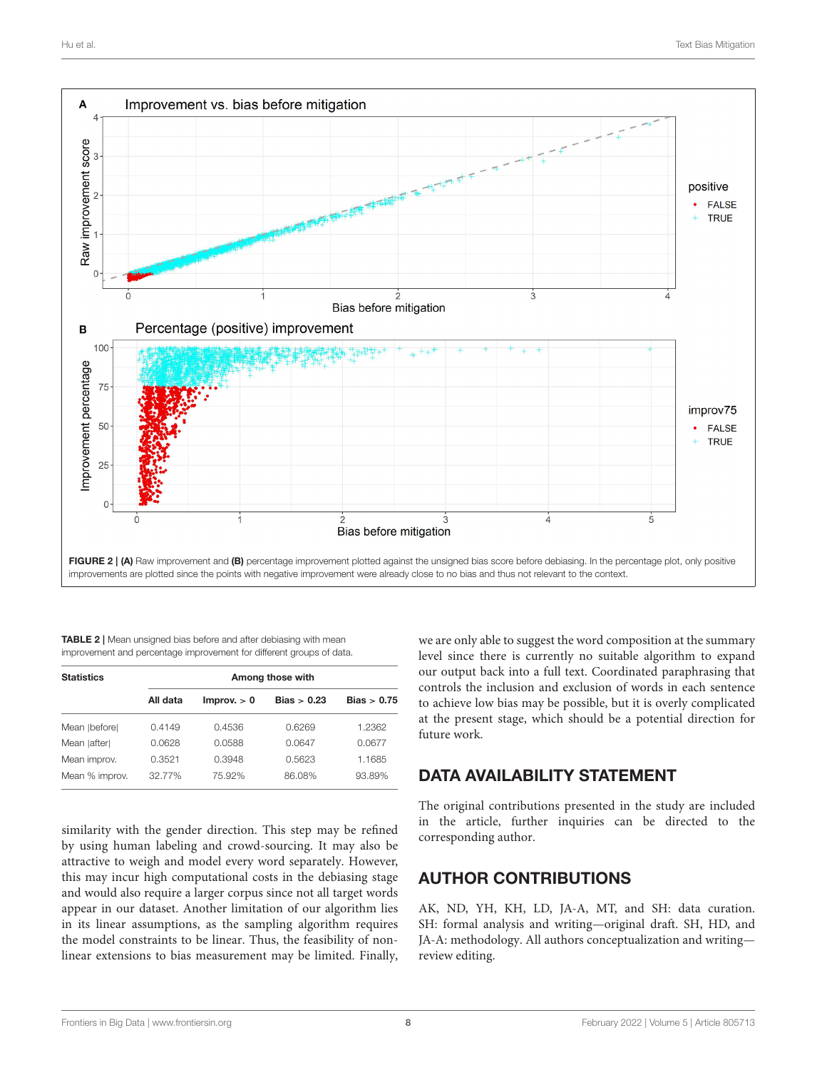FIGURE 2 | **(A)** Raw improvement and **(B)** percentage improvement plotted against the unsigned bias score before debiasing. In the percentage plot, only positive improvements are plotted since the points with negative improvement were already close to no bias and thus not relevant to the context.

**TABLE 2** | Mean unsigned bias before and after debiasing with mean improvement and percentage improvement for different groups of data.

| Statistics | | Among those with | | |
|---|---|---|---|---|
| | All data | Improv. > 0 | Bias > 0.23 | Bias > 0.75 |
| Mean \|before\| | 0.4149 | 0.4536 | 0.6269 | 1.2362 |
| Mean \|after\| | 0.0628 | 0.0588 | 0.0647 | 0.0677 |
| Mean improv. | 0.3521 | 0.3948 | 0.5623 | 1.1685 |
| Mean % improv. | 32.77% | 75.92% | 86.08% | 93.89% |

similarity with the gender direction. This step may be refined by using human labeling and crowd-sourcing. It may also be attractive to weigh and model every word separately. However, this may incur high computational costs in the debiasing stage and would also require a larger corpus since not all target words appear in our dataset. Another limitation of our algorithm lies in its linear assumptions, as the sampling algorithm requires the model constraints to be linear. Thus, the feasibility of non-linear extensions to bias measurement may be limited. Finally, we are only able to suggest the word composition at the summary level since there is currently no suitable algorithm to expand our output back into a full text. Coordinated paraphrasing that controls the inclusion and exclusion of words in each sentence to achieve low bias may be possible, but it is overly complicated at the present stage, which should be a potential direction for future work.

## DATA AVAILABILITY STATEMENT

The original contributions presented in the study are included in the article, further inquiries can be directed to the corresponding author.

## AUTHOR CONTRIBUTIONS

AK, ND, YH, KH, LD, JA-A, MT, and SH: data curation. SH: formal analysis and writing—original draft. SH, HD, and JA-A: methodology. All authors conceptualization and writing—review editing.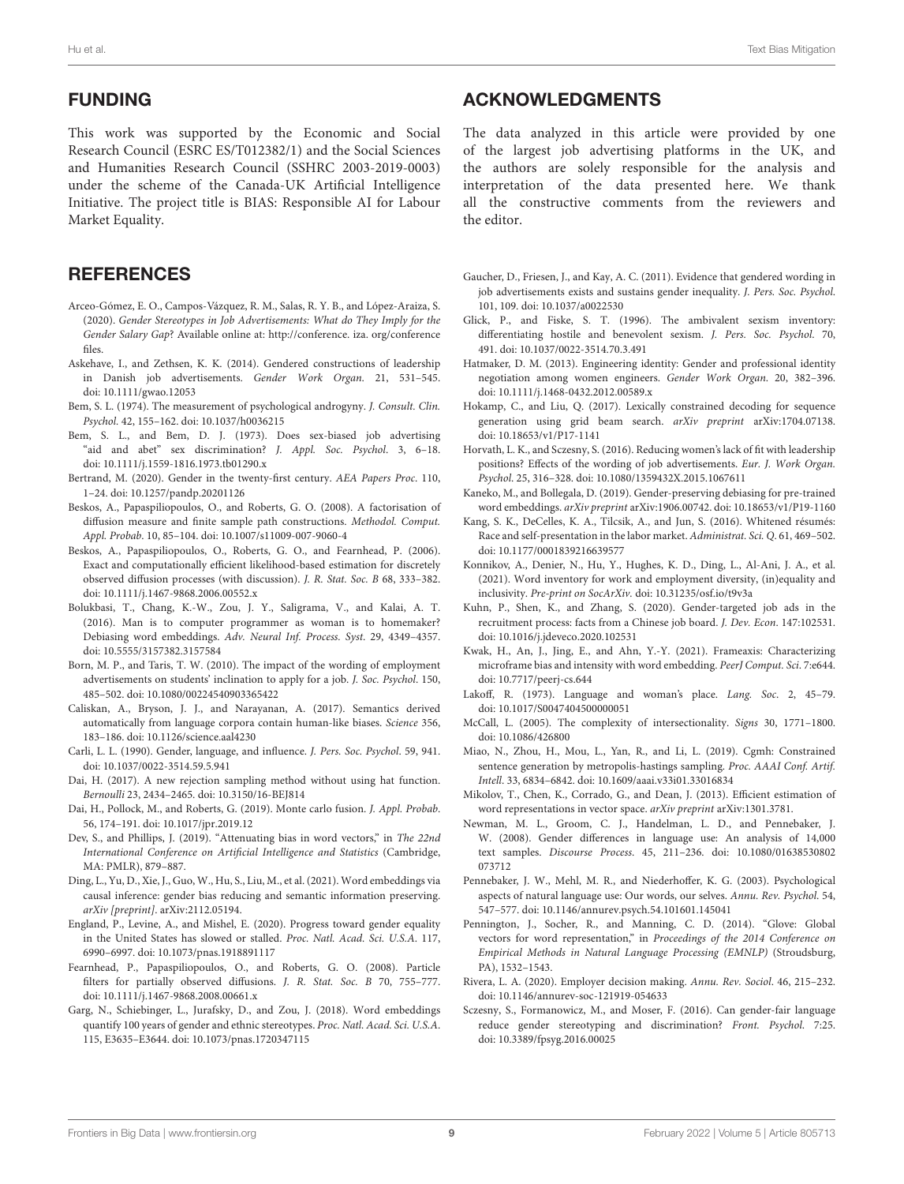## FUNDING

This work was supported by the Economic and Social Research Council (ESRC ES/T012382/1) and the Social Sciences and Humanities Research Council (SSHRC 2003-2019-0003) under the scheme of the Canada-UK Artificial Intelligence Initiative. The project title is BIAS: Responsible AI for Labour Market Equality.

## ACKNOWLEDGMENTS

The data analyzed in this article were provided by one of the largest job advertising platforms in the UK, and the authors are solely responsible for the analysis and interpretation of the data presented here. We thank all the constructive comments from the reviewers and the editor.

## REFERENCES

Arceo-Gómez, E. O., Campos-Vázquez, R. M., Salas, R. Y. B., and López-Araiza, S. (2020). *Gender Stereotypes in Job Advertisements: What do They Imply for the Gender Salary Gap*? Available online at: http://conference. iza. org/conference files.

Askehave, I., and Zethsen, K. K. (2014). Gendered constructions of leadership in Danish job advertisements. *Gender Work Organ.* 21, 531–545. doi: 10.1111/gwao.12053

Bem, S. L. (1974). The measurement of psychological androgyny. *J. Consult. Clin. Psychol.* 42, 155–162. doi: 10.1037/h0036215

Bem, S. L., and Bem, D. J. (1973). Does sex-biased job advertising "aid and abet" sex discrimination? *J. Appl. Soc. Psychol.* 3, 6–18. doi: 10.1111/j.1559-1816.1973.tb01290.x

Bertrand, M. (2020). Gender in the twenty-first century. *AEA Papers Proc.* 110, 1–24. doi: 10.1257/pandp.20201126

Beskos, A., Papaspiliopoulos, O., and Roberts, G. O. (2008). A factorisation of diffusion measure and finite sample path constructions. *Methodol. Comput. Appl. Probab.* 10, 85–104. doi: 10.1007/s11009-007-9060-4

Beskos, A., Papaspiliopoulos, O., Roberts, G. O., and Fearnhead, P. (2006). Exact and computationally efficient likelihood-based estimation for discretely observed diffusion processes (with discussion). *J. R. Stat. Soc. B* 68, 333–382. doi: 10.1111/j.1467-9868.2006.00552.x

Bolukbasi, T., Chang, K.-W., Zou, J. Y., Saligrama, V., and Kalai, A. T. (2016). Man is to computer programmer as woman is to homemaker? Debiasing word embeddings. *Adv. Neural Inf. Process. Syst.* 29, 4349–4357. doi: 10.5555/3157382.3157584

Born, M. P., and Taris, T. W. (2010). The impact of the wording of employment advertisements on students' inclination to apply for a job. *J. Soc. Psychol.* 150, 485–502. doi: 10.1080/00224540903365422

Caliskan, A., Bryson, J. J., and Narayanan, A. (2017). Semantics derived automatically from language corpora contain human-like biases. *Science* 356, 183–186. doi: 10.1126/science.aal4230

Carli, L. L. (1990). Gender, language, and influence. *J. Pers. Soc. Psychol.* 59, 941. doi: 10.1037/0022-3514.59.5.941

Dai, H. (2017). A new rejection sampling method without using hat function. *Bernoulli* 23, 2434–2465. doi: 10.3150/16-BEJ814

Dai, H., Pollock, M., and Roberts, G. (2019). Monte carlo fusion. *J. Appl. Probab.* 56, 174–191. doi: 10.1017/jpr.2019.12

Dev, S., and Phillips, J. (2019). "Attenuating bias in word vectors," in *The 22nd International Conference on Artificial Intelligence and Statistics* (Cambridge, MA: PMLR), 879–887.

Ding, L., Yu, D., Xie, J., Guo, W., Hu, S., Liu, M., et al. (2021). Word embeddings via causal inference: gender bias reducing and semantic information preserving. *arXiv [preprint].* arXiv:2112.05194.

England, P., Levine, A., and Mishel, E. (2020). Progress toward gender equality in the United States has slowed or stalled. *Proc. Natl. Acad. Sci. U.S.A.* 117, 6990–6997. doi: 10.1073/pnas.1918891117

Fearnhead, P., Papaspiliopoulos, O., and Roberts, G. O. (2008). Particle filters for partially observed diffusions. *J. R. Stat. Soc. B* 70, 755–777. doi: 10.1111/j.1467-9868.2008.00661.x

Garg, N., Schiebinger, L., Jurafsky, D., and Zou, J. (2018). Word embeddings quantify 100 years of gender and ethnic stereotypes. *Proc. Natl. Acad. Sci. U.S.A.* 115, E3635–E3644. doi: 10.1073/pnas.1720347115

Gaucher, D., Friesen, J., and Kay, A. C. (2011). Evidence that gendered wording in job advertisements exists and sustains gender inequality. *J. Pers. Soc. Psychol.* 101, 109. doi: 10.1037/a0022530

Glick, P., and Fiske, S. T. (1996). The ambivalent sexism inventory: differentiating hostile and benevolent sexism. *J. Pers. Soc. Psychol.* 70, 491. doi: 10.1037/0022-3514.70.3.491

Hatmaker, D. M. (2013). Engineering identity: Gender and professional identity negotiation among women engineers. *Gender Work Organ.* 20, 382–396. doi: 10.1111/j.1468-0432.2012.00589.x

Hokamp, C., and Liu, Q. (2017). Lexically constrained decoding for sequence generation using grid beam search. *arXiv preprint* arXiv:1704.07138. doi: 10.18653/v1/P17-1141

Horvath, L. K., and Sczesny, S. (2016). Reducing women's lack of fit with leadership positions? Effects of the wording of job advertisements. *Eur. J. Work Organ. Psychol.* 25, 316–328. doi: 10.1080/1359432X.2015.1067611

Kaneko, M., and Bollegala, D. (2019). Gender-preserving debiasing for pre-trained word embeddings. *arXiv preprint* arXiv:1906.00742. doi: 10.18653/v1/P19-1160

Kang, S. K., DeCelles, K. A., Tilcsik, A., and Jun, S. (2016). Whitened résumés: Race and self-presentation in the labor market. *Administrat. Sci. Q.* 61, 469–502. doi: 10.1177/0001839216639577

Konnikov, A., Denier, N., Hu, Y., Hughes, K. D., Ding, L., Al-Ani, J. A., et al. (2021). Word inventory for work and employment diversity, (in)equality and inclusivity. *Pre-print on SocArXiv.* doi: 10.31235/osf.io/t9v3a

Kuhn, P., Shen, K., and Zhang, S. (2020). Gender-targeted job ads in the recruitment process: facts from a Chinese job board. *J. Dev. Econ.* 147:102531. doi: 10.1016/j.jdeveco.2020.102531

Kwak, H., An, J., Jing, E., and Ahn, Y.-Y. (2021). Frameaxis: Characterizing microframe bias and intensity with word embedding. *PeerJ Comput. Sci.* 7:e644. doi: 10.7717/peerj-cs.644

Lakoff, R. (1973). Language and woman's place. *Lang. Soc.* 2, 45–79. doi: 10.1017/S0047404500000051

McCall, L. (2005). The complexity of intersectionality. *Signs* 30, 1771–1800. doi: 10.1086/426800

Miao, N., Zhou, H., Mou, L., Yan, R., and Li, L. (2019). Cgmh: Constrained sentence generation by metropolis-hastings sampling. *Proc. AAAI Conf. Artif. Intell.* 33, 6834–6842. doi: 10.1609/aaai.v33i01.33016834

Mikolov, T., Chen, K., Corrado, G., and Dean, J. (2013). Efficient estimation of word representations in vector space. *arXiv preprint* arXiv:1301.3781.

Newman, M. L., Groom, C. J., Handelman, L. D., and Pennebaker, J. W. (2008). Gender differences in language use: An analysis of 14,000 text samples. *Discourse Process.* 45, 211–236. doi: 10.1080/01638530802073712

Pennebaker, J. W., Mehl, M. R., and Niederhoffer, K. G. (2003). Psychological aspects of natural language use: Our words, our selves. *Annu. Rev. Psychol.* 54, 547–577. doi: 10.1146/annurev.psych.54.101601.145041

Pennington, J., Socher, R., and Manning, C. D. (2014). "Glove: Global vectors for word representation," in *Proceedings of the 2014 Conference on Empirical Methods in Natural Language Processing (EMNLP)* (Stroudsburg, PA), 1532–1543.

Rivera, L. A. (2020). Employer decision making. *Annu. Rev. Sociol.* 46, 215–232. doi: 10.1146/annurev-soc-121919-054633

Sczesny, S., Formanowicz, M., and Moser, F. (2016). Can gender-fair language reduce gender stereotyping and discrimination? *Front. Psychol.* 7:25. doi: 10.3389/fpsyg.2016.00025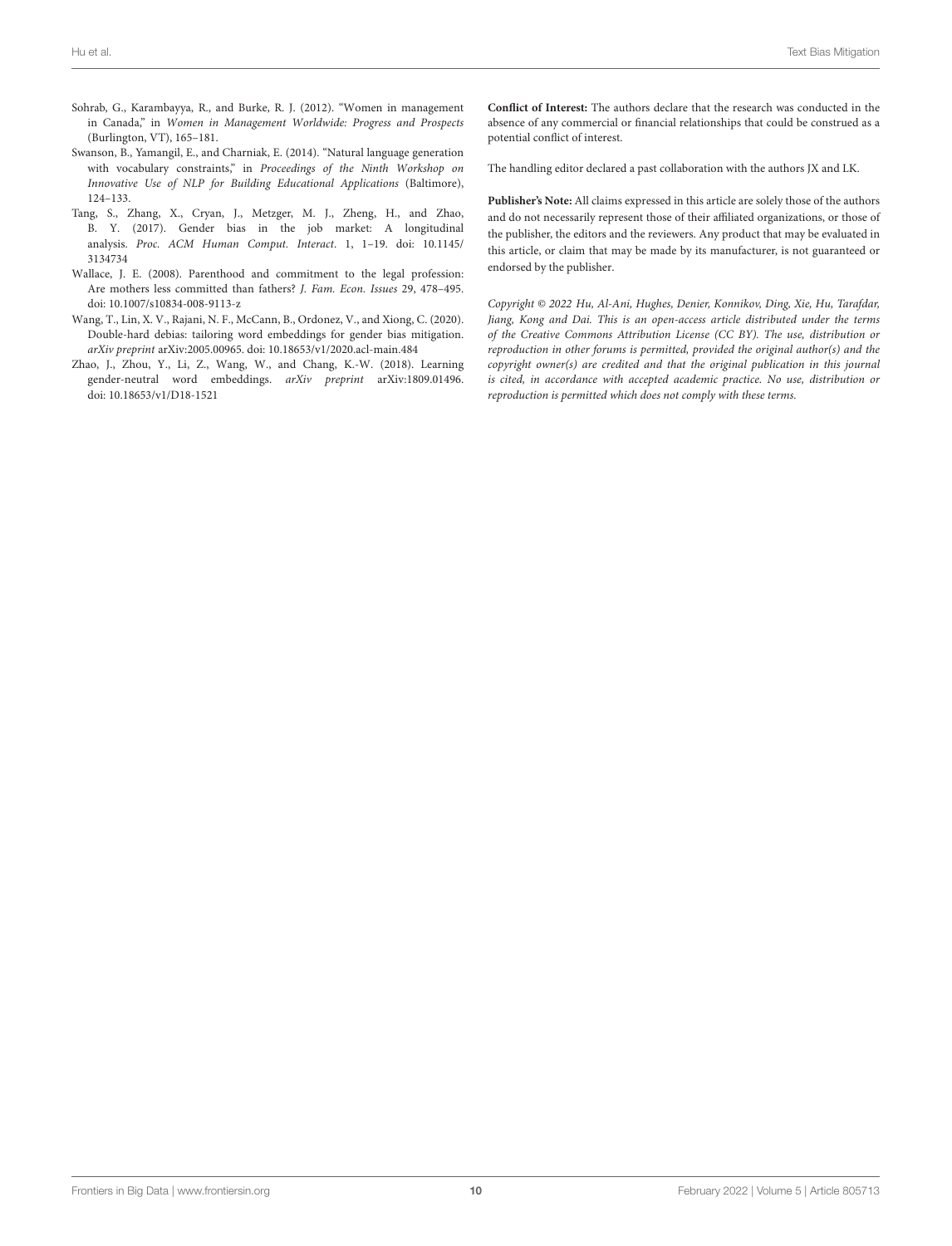Sohrab, G., Karambayya, R., and Burke, R. J. (2012). "Women in management in Canada," in *Women in Management Worldwide: Progress and Prospects* (Burlington, VT), 165–181.

Swanson, B., Yamangil, E., and Charniak, E. (2014). "Natural language generation with vocabulary constraints," in *Proceedings of the Ninth Workshop on Innovative Use of NLP for Building Educational Applications* (Baltimore), 124–133.

Tang, S., Zhang, X., Cryan, J., Metzger, M. J., Zheng, H., and Zhao, B. Y. (2017). Gender bias in the job market: A longitudinal analysis. *Proc. ACM Human Comput. Interact*. 1, 1–19. doi: 10.1145/3134734

Wallace, J. E. (2008). Parenthood and commitment to the legal profession: Are mothers less committed than fathers? *J. Fam. Econ. Issues* 29, 478–495. doi: 10.1007/s10834-008-9113-z

Wang, T., Lin, X. V., Rajani, N. F., McCann, B., Ordonez, V., and Xiong, C. (2020). Double-hard debias: tailoring word embeddings for gender bias mitigation. *arXiv preprint* arXiv:2005.00965. doi: 10.18653/v1/2020.acl-main.484

Zhao, J., Zhou, Y., Li, Z., Wang, W., and Chang, K.-W. (2018). Learning gender-neutral word embeddings. *arXiv preprint* arXiv:1809.01496. doi: 10.18653/v1/D18-1521

**Conflict of Interest:** The authors declare that the research was conducted in the absence of any commercial or financial relationships that could be construed as a potential conflict of interest.

The handling editor declared a past collaboration with the authors JX and LK.

**Publisher's Note:** All claims expressed in this article are solely those of the authors and do not necessarily represent those of their affiliated organizations, or those of the publisher, the editors and the reviewers. Any product that may be evaluated in this article, or claim that may be made by its manufacturer, is not guaranteed or endorsed by the publisher.

*Copyright © 2022 Hu, Al-Ani, Hughes, Denier, Konnikov, Ding, Xie, Hu, Tarafdar, Jiang, Kong and Dai. This is an open-access article distributed under the terms of the Creative Commons Attribution License (CC BY). The use, distribution or reproduction in other forums is permitted, provided the original author(s) and the copyright owner(s) are credited and that the original publication in this journal is cited, in accordance with accepted academic practice. No use, distribution or reproduction is permitted which does not comply with these terms.*